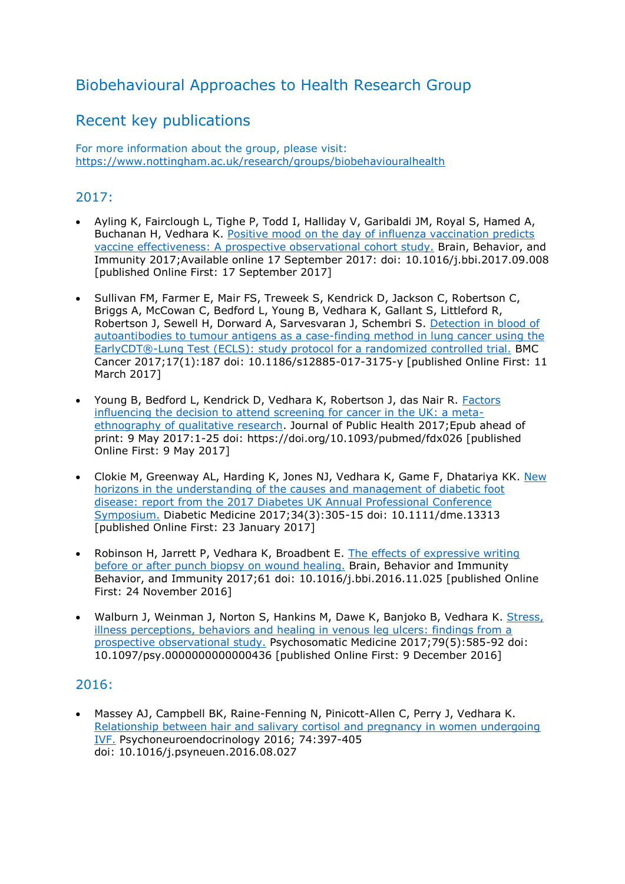# Biobehavioural Approaches to Health Research Group

## Recent key publications

For more information about the group, please visit:
https://www.nottingham.ac.uk/research/groups/biobehaviouralhealth

## 2017:

- Ayling K, Fairclough L, Tighe P, Todd I, Halliday V, Garibaldi JM, Royal S, Hamed A, Buchanan H, Vedhara K. Positive mood on the day of influenza vaccination predicts vaccine effectiveness: A prospective observational cohort study. Brain, Behavior, and Immunity 2017;Available online 17 September 2017: doi: 10.1016/j.bbi.2017.09.008 [published Online First: 17 September 2017]

- Sullivan FM, Farmer E, Mair FS, Treweek S, Kendrick D, Jackson C, Robertson C, Briggs A, McCowan C, Bedford L, Young B, Vedhara K, Gallant S, Littleford R, Robertson J, Sewell H, Dorward A, Sarvesvaran J, Schembri S. Detection in blood of autoantibodies to tumour antigens as a case-finding method in lung cancer using the EarlyCDT®-Lung Test (ECLS): study protocol for a randomized controlled trial. BMC Cancer 2017;17(1):187 doi: 10.1186/s12885-017-3175-y [published Online First: 11 March 2017]

- Young B, Bedford L, Kendrick D, Vedhara K, Robertson J, das Nair R. Factors influencing the decision to attend screening for cancer in the UK: a meta-ethnography of qualitative research. Journal of Public Health 2017;Epub ahead of print: 9 May 2017:1-25 doi: https://doi.org/10.1093/pubmed/fdx026 [published Online First: 9 May 2017]

- Clokie M, Greenway AL, Harding K, Jones NJ, Vedhara K, Game F, Dhatariya KK. New horizons in the understanding of the causes and management of diabetic foot disease: report from the 2017 Diabetes UK Annual Professional Conference Symposium. Diabetic Medicine 2017;34(3):305-15 doi: 10.1111/dme.13313 [published Online First: 23 January 2017]

- Robinson H, Jarrett P, Vedhara K, Broadbent E. The effects of expressive writing before or after punch biopsy on wound healing. Brain, Behavior and Immunity Behavior, and Immunity 2017;61 doi: 10.1016/j.bbi.2016.11.025 [published Online First: 24 November 2016]

- Walburn J, Weinman J, Norton S, Hankins M, Dawe K, Banjoko B, Vedhara K. Stress, illness perceptions, behaviors and healing in venous leg ulcers: findings from a prospective observational study. Psychosomatic Medicine 2017;79(5):585-92 doi: 10.1097/psy.0000000000000436 [published Online First: 9 December 2016]

## 2016:

- Massey AJ, Campbell BK, Raine-Fenning N, Pinicott-Allen C, Perry J, Vedhara K. Relationship between hair and salivary cortisol and pregnancy in women undergoing IVF. Psychoneuroendocrinology 2016; 74:397-405 doi: 10.1016/j.psyneuen.2016.08.027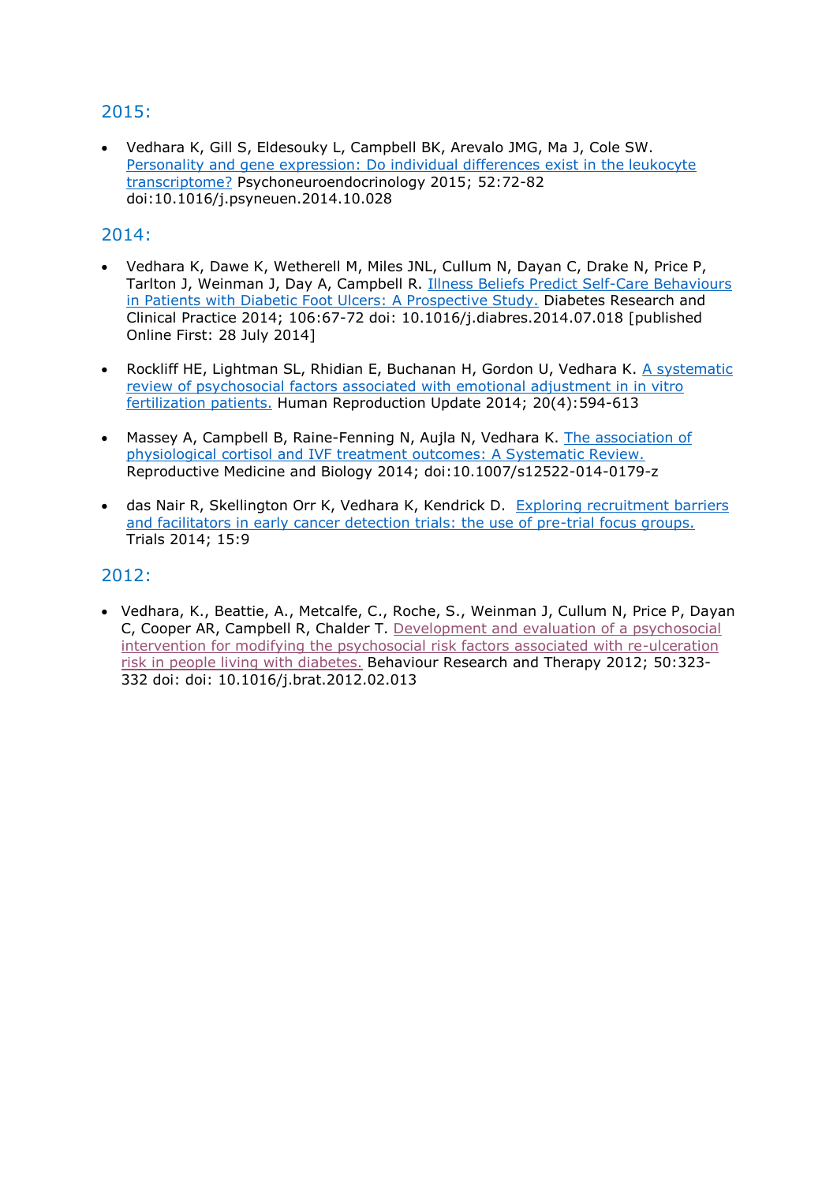## 2015:

- Vedhara K, Gill S, Eldesouky L, Campbell BK, Arevalo JMG, Ma J, Cole SW. Personality and gene expression: Do individual differences exist in the leukocyte transcriptome? Psychoneuroendocrinology 2015; 52:72-82 doi:10.1016/j.psyneuen.2014.10.028

## 2014:

- Vedhara K, Dawe K, Wetherell M, Miles JNL, Cullum N, Dayan C, Drake N, Price P, Tarlton J, Weinman J, Day A, Campbell R. Illness Beliefs Predict Self-Care Behaviours in Patients with Diabetic Foot Ulcers: A Prospective Study. Diabetes Research and Clinical Practice 2014; 106:67-72 doi: 10.1016/j.diabres.2014.07.018 [published Online First: 28 July 2014]

- Rockliff HE, Lightman SL, Rhidian E, Buchanan H, Gordon U, Vedhara K. A systematic review of psychosocial factors associated with emotional adjustment in in vitro fertilization patients. Human Reproduction Update 2014; 20(4):594-613

- Massey A, Campbell B, Raine-Fenning N, Aujla N, Vedhara K. The association of physiological cortisol and IVF treatment outcomes: A Systematic Review. Reproductive Medicine and Biology 2014; doi:10.1007/s12522-014-0179-z

- das Nair R, Skellington Orr K, Vedhara K, Kendrick D. Exploring recruitment barriers and facilitators in early cancer detection trials: the use of pre-trial focus groups. Trials 2014; 15:9

## 2012:

- Vedhara, K., Beattie, A., Metcalfe, C., Roche, S., Weinman J, Cullum N, Price P, Dayan C, Cooper AR, Campbell R, Chalder T. Development and evaluation of a psychosocial intervention for modifying the psychosocial risk factors associated with re-ulceration risk in people living with diabetes. Behaviour Research and Therapy 2012; 50:323-332 doi: doi: 10.1016/j.brat.2012.02.013